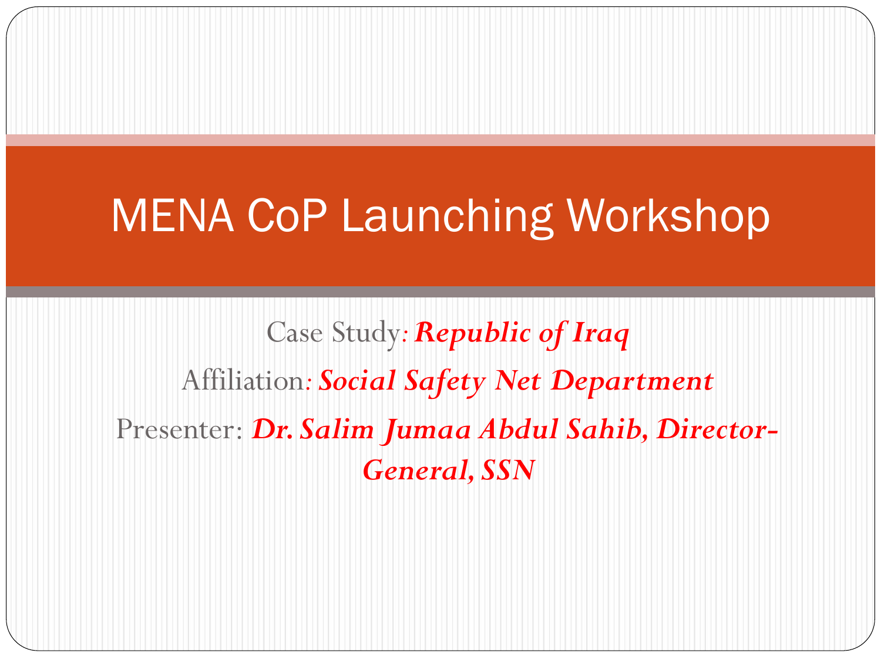# MENA CoP Launching Workshop

Case Study: ***Republic of Iraq***

Affiliation: ***Social Safety Net Department***

Presenter: ***Dr. Salim Jumaa Abdul Sahib, Director-General, SSN***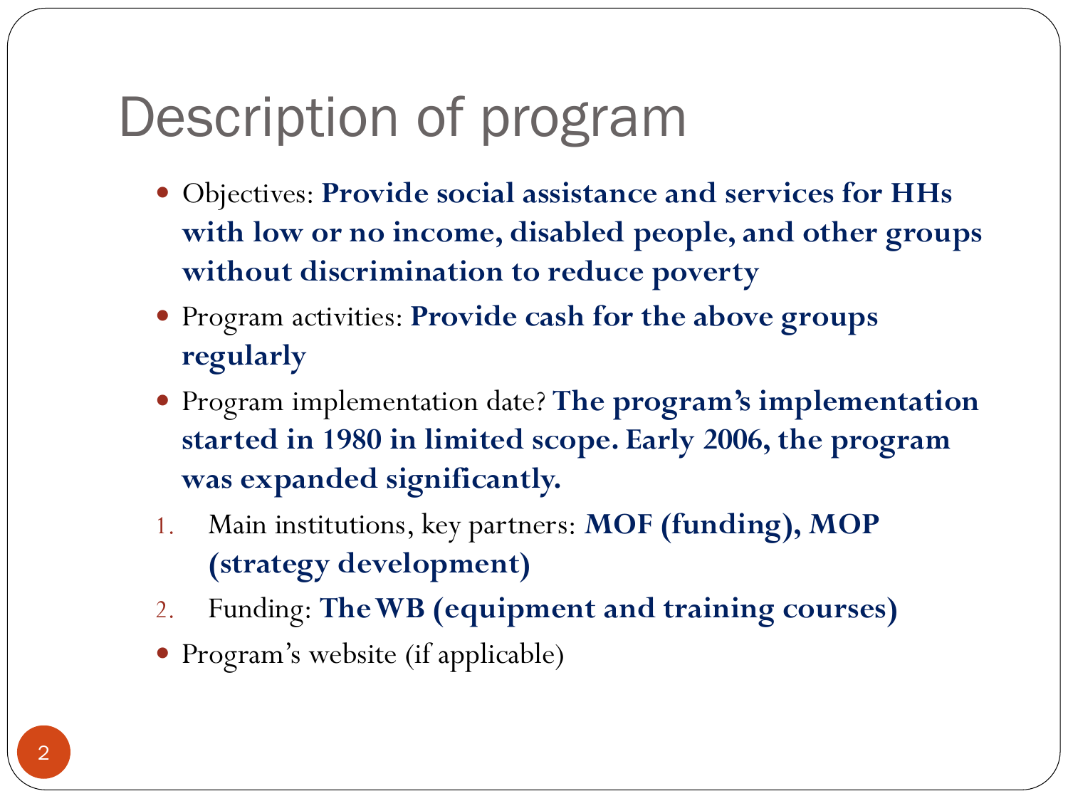# Description of program

- Objectives: **Provide social assistance and services for HHs with low or no income, disabled people, and other groups without discrimination to reduce poverty**
- Program activities: **Provide cash for the above groups regularly**
- Program implementation date? **The program's implementation started in 1980 in limited scope. Early 2006, the program was expanded significantly.**

1. Main institutions, key partners: **MOF (funding), MOP (strategy development)**
2. Funding: **The WB (equipment and training courses)**

- Program's website (if applicable)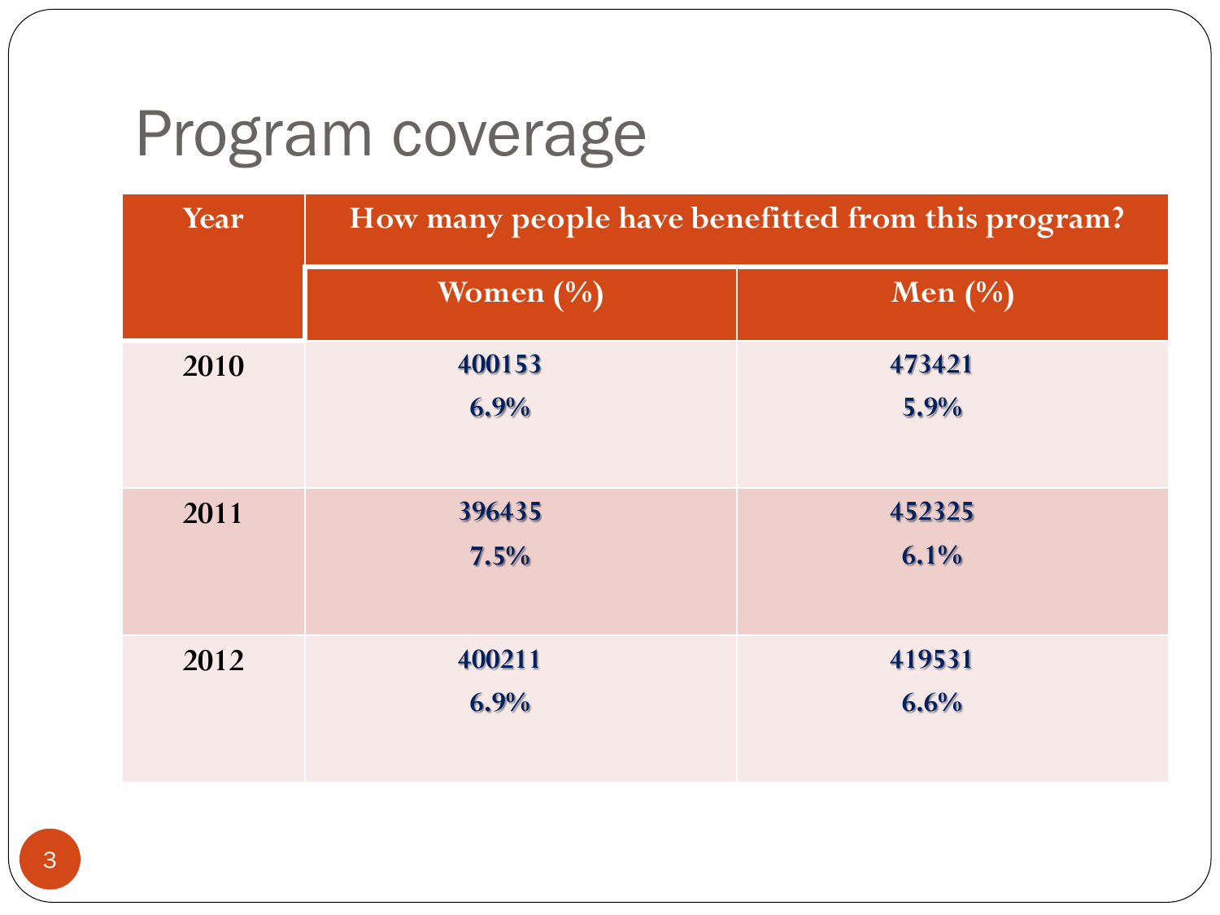# Program coverage

| Year | How many people have benefitted from this program? | |
|---|---|---|
| | **Women (%)** | **Men (%)** |
| 2010 | **400153** **6.9%** | **473421** **5.9%** |
| 2011 | **396435** **7.5%** | **452325** **6.1%** |
| 2012 | **400211** **6.9%** | **419531** **6.6%** |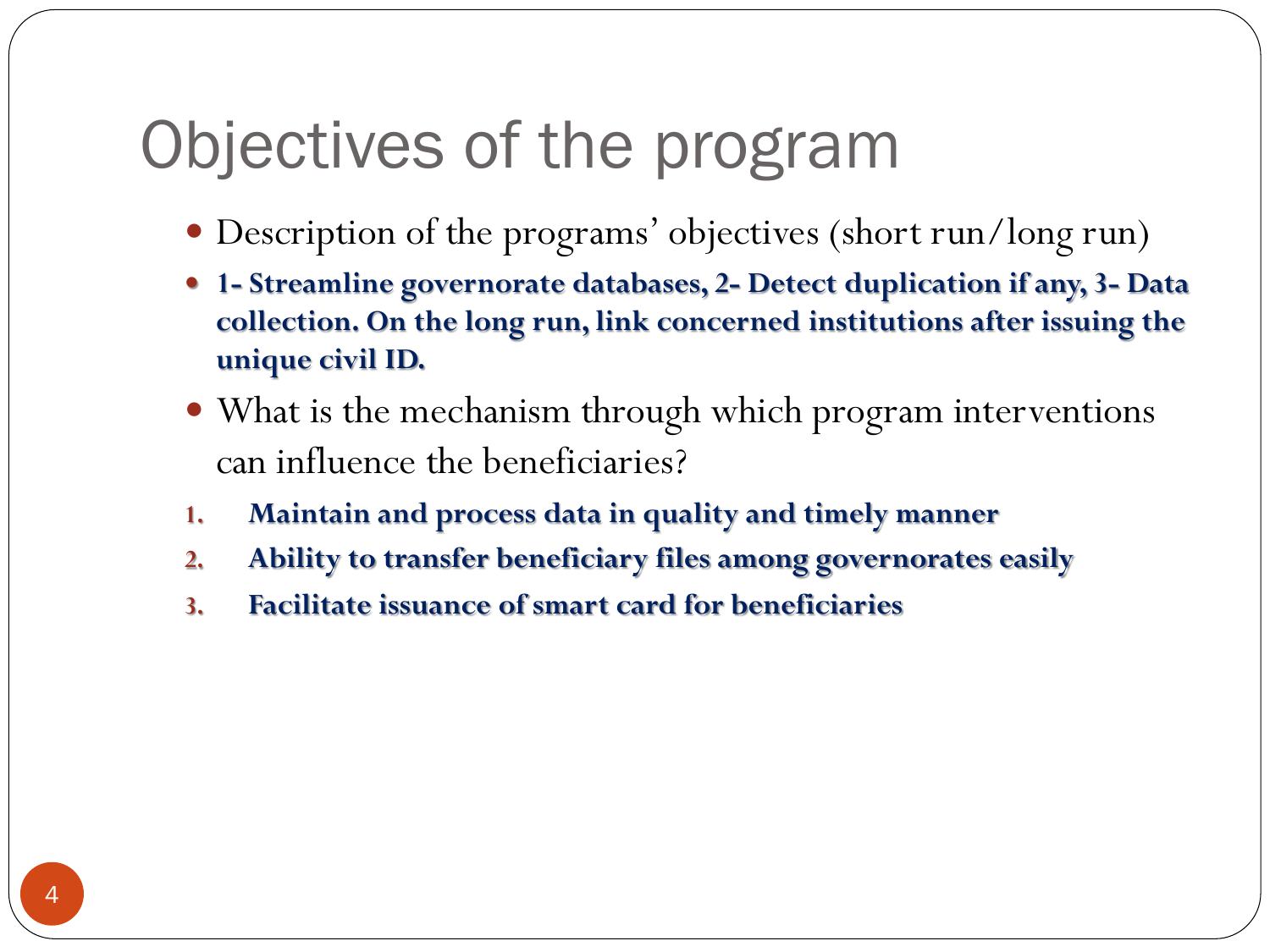# Objectives of the program

- Description of the programs' objectives (short run/long run)
- **1- Streamline governorate databases, 2- Detect duplication if any, 3- Data collection. On the long run, link concerned institutions after issuing the unique civil ID.**
- What is the mechanism through which program interventions can influence the beneficiaries?

1. **Maintain and process data in quality and timely manner**
2. **Ability to transfer beneficiary files among governorates easily**
3. **Facilitate issuance of smart card for beneficiaries**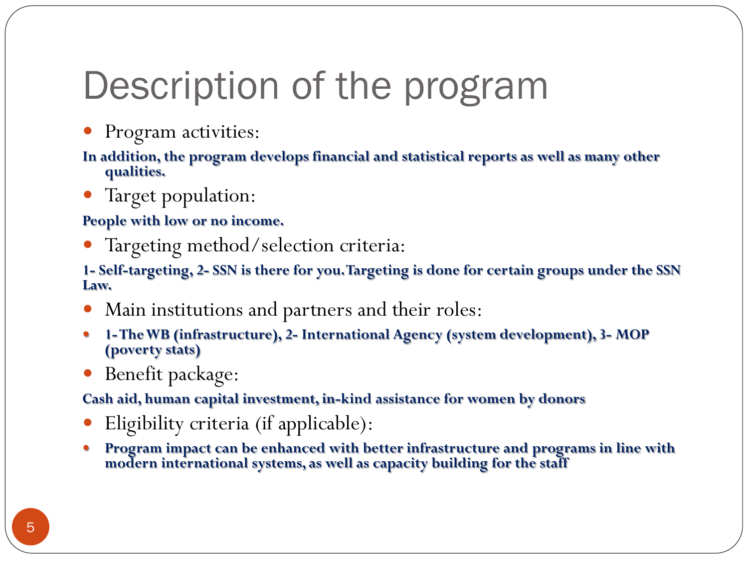# Description of the program

- Program activities:

**In addition, the program develops financial and statistical reports as well as many other qualities.**

- Target population:

**People with low or no income.**

- Targeting method/selection criteria:

**1- Self-targeting, 2- SSN is there for you. Targeting is done for certain groups under the SSN Law.**

- Main institutions and partners and their roles:
  - **1- The WB (infrastructure), 2- International Agency (system development), 3- MOP (poverty stats)**

- Benefit package:

**Cash aid, human capital investment, in-kind assistance for women by donors**

- Eligibility criteria (if applicable):
  - **Program impact can be enhanced with better infrastructure and programs in line with modern international systems, as well as capacity building for the staff**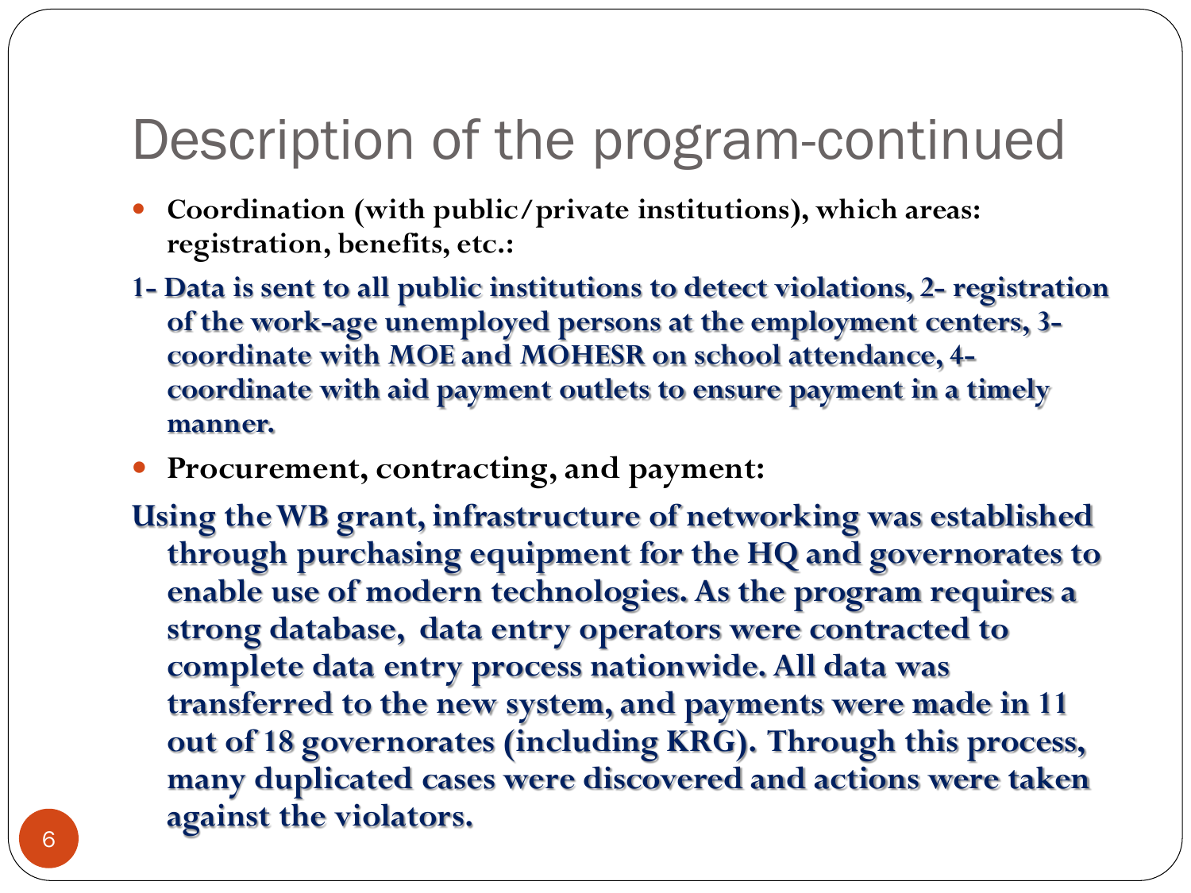# Description of the program-continued

- **Coordination (with public/private institutions), which areas: registration, benefits, etc.:**

**1- Data is sent to all public institutions to detect violations, 2- registration of the work-age unemployed persons at the employment centers, 3- coordinate with MOE and MOHESR on school attendance, 4- coordinate with aid payment outlets to ensure payment in a timely manner.**

- **Procurement, contracting, and payment:**

**Using the WB grant, infrastructure of networking was established through purchasing equipment for the HQ and governorates to enable use of modern technologies. As the program requires a strong database, data entry operators were contracted to complete data entry process nationwide. All data was transferred to the new system, and payments were made in 11 out of 18 governorates (including KRG). Through this process, many duplicated cases were discovered and actions were taken against the violators.**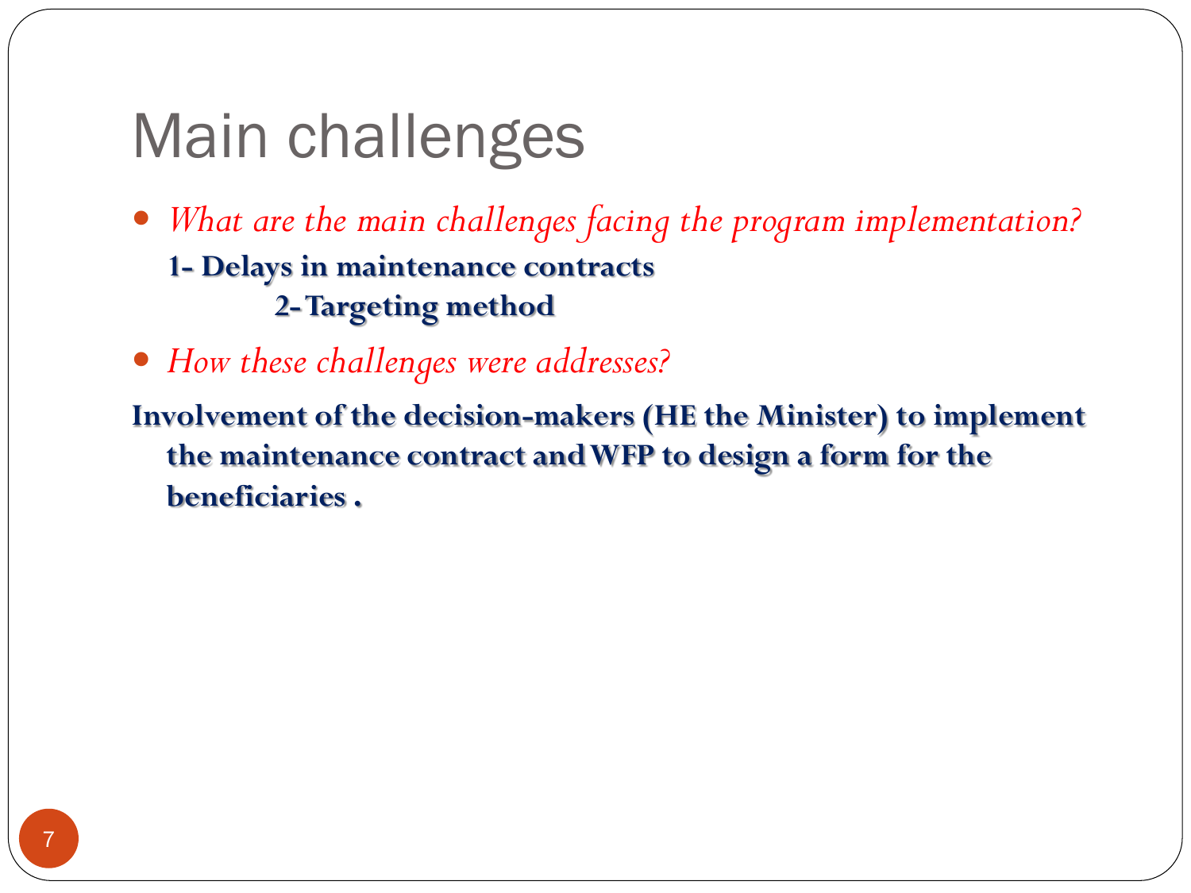# Main challenges

- *What are the main challenges facing the program implementation?*

  **1- Delays in maintenance contracts**

  **2- Targeting method**

- *How these challenges were addresses?*

**Involvement of the decision-makers (HE the Minister) to implement the maintenance contract and WFP to design a form for the beneficiaries .**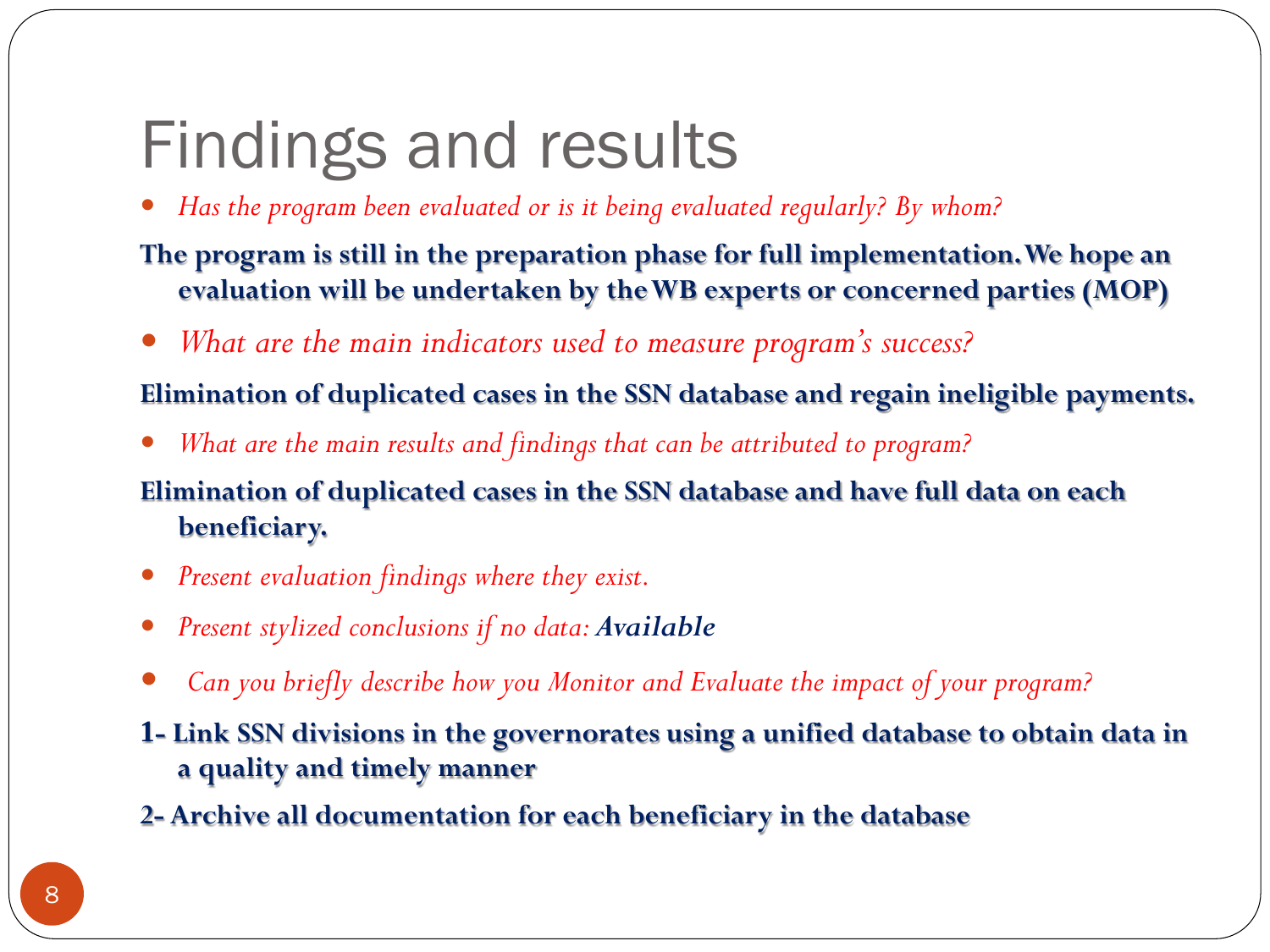# Findings and results

- *Has the program been evaluated or is it being evaluated regularly? By whom?*

**The program is still in the preparation phase for full implementation. We hope an evaluation will be undertaken by the WB experts or concerned parties (MOP)**

- *What are the main indicators used to measure program's success?*

**Elimination of duplicated cases in the SSN database and regain ineligible payments.**

- *What are the main results and findings that can be attributed to program?*

**Elimination of duplicated cases in the SSN database and have full data on each beneficiary.**

- *Present evaluation findings where they exist.*
- *Present stylized conclusions if no data:* ***Available***
- *Can you briefly describe how you Monitor and Evaluate the impact of your program?*

**1- Link SSN divisions in the governorates using a unified database to obtain data in a quality and timely manner**

**2- Archive all documentation for each beneficiary in the database**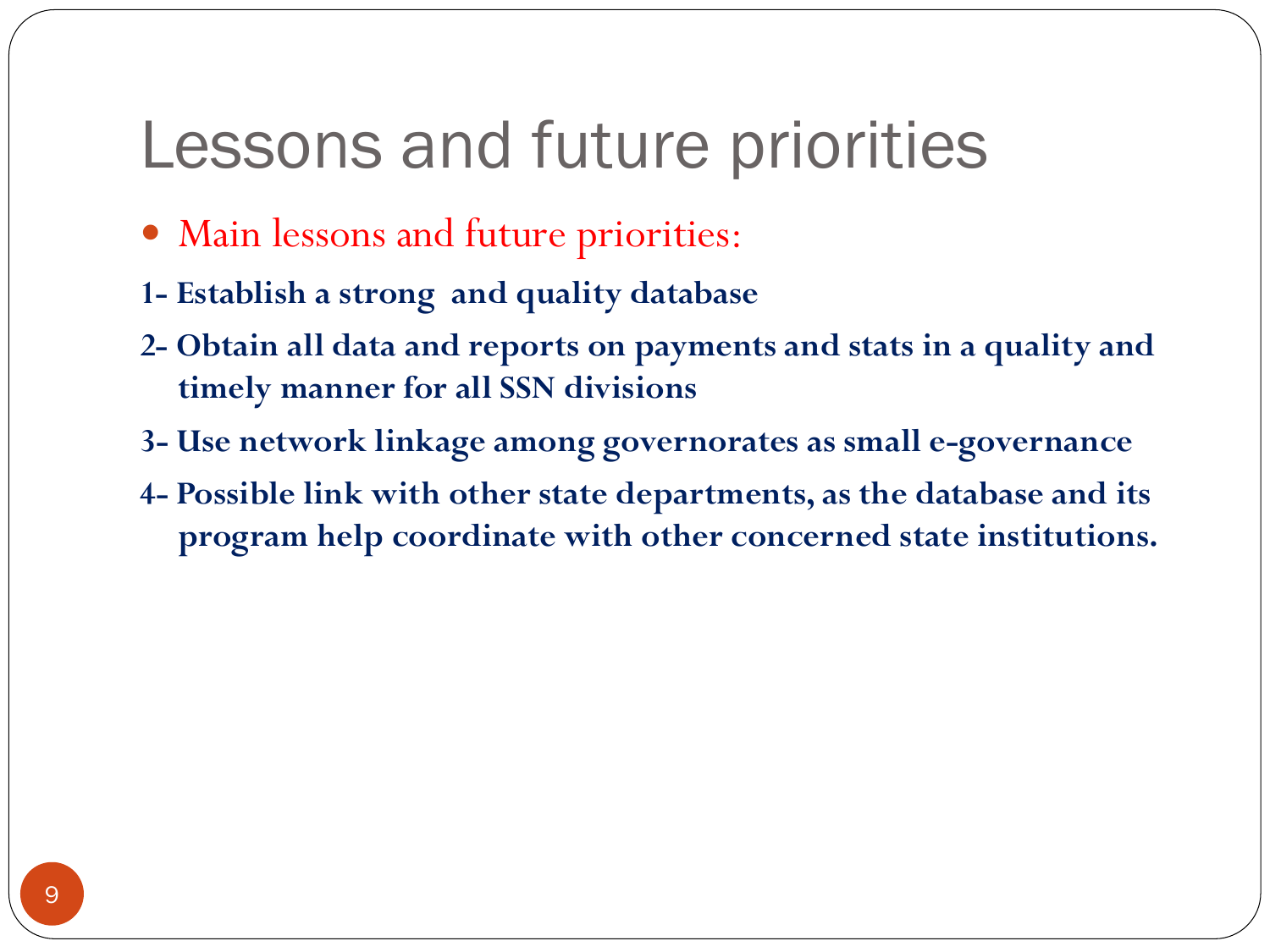# Lessons and future priorities

- Main lessons and future priorities:

**1- Establish a strong and quality database**

**2- Obtain all data and reports on payments and stats in a quality and timely manner for all SSN divisions**

**3- Use network linkage among governorates as small e-governance**

**4- Possible link with other state departments, as the database and its program help coordinate with other concerned state institutions.**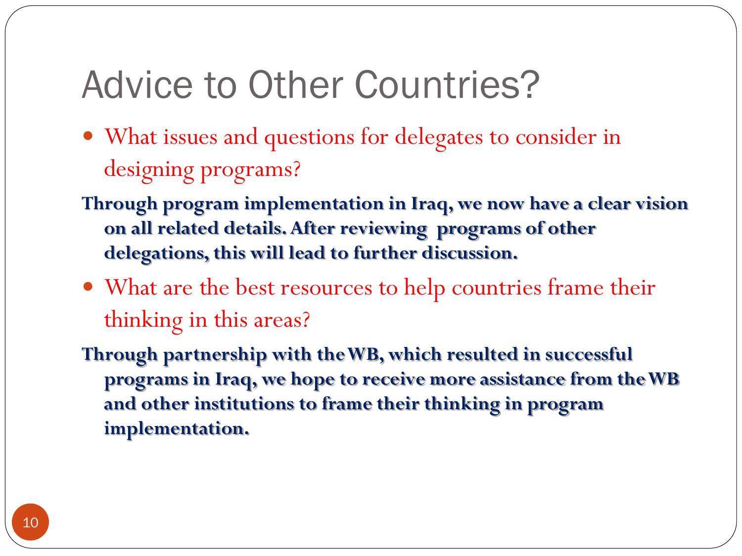# Advice to Other Countries?

- What issues and questions for delegates to consider in designing programs?

**Through program implementation in Iraq, we now have a clear vision on all related details. After reviewing programs of other delegations, this will lead to further discussion.**

- What are the best resources to help countries frame their thinking in this areas?

**Through partnership with the WB, which resulted in successful programs in Iraq, we hope to receive more assistance from the WB and other institutions to frame their thinking in program implementation.**